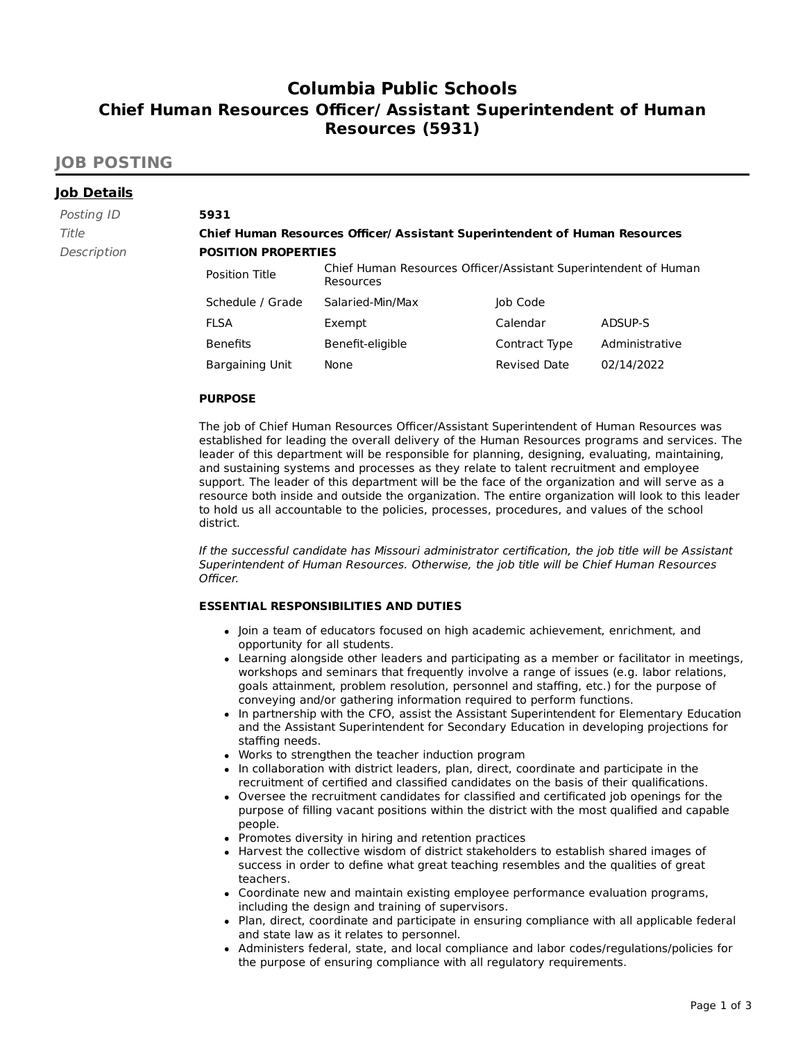# Columbia Public Schools
# Chief Human Resources Officer/ Assistant Superintendent of Human Resources (5931)

## JOB POSTING

### Job Details

*Posting ID* **5931**

*Title* **Chief Human Resources Officer/ Assistant Superintendent of Human Resources**

*Description*

**POSITION PROPERTIES**

| Position Title | Chief Human Resources Officer/Assistant Superintendent of Human Resources | | |
|---|---|---|---|
| Schedule / Grade | Salaried-Min/Max | Job Code | |
| FLSA | Exempt | Calendar | ADSUP-S |
| Benefits | Benefit-eligible | Contract Type | Administrative |
| Bargaining Unit | None | Revised Date | 02/14/2022 |

**PURPOSE**

The job of Chief Human Resources Officer/Assistant Superintendent of Human Resources was established for leading the overall delivery of the Human Resources programs and services. The leader of this department will be responsible for planning, designing, evaluating, maintaining, and sustaining systems and processes as they relate to talent recruitment and employee support. The leader of this department will be the face of the organization and will serve as a resource both inside and outside the organization. The entire organization will look to this leader to hold us all accountable to the policies, processes, procedures, and values of the school district.

*If the successful candidate has Missouri administrator certification, the job title will be Assistant Superintendent of Human Resources. Otherwise, the job title will be Chief Human Resources Officer.*

**ESSENTIAL RESPONSIBILITIES AND DUTIES**

- Join a team of educators focused on high academic achievement, enrichment, and opportunity for all students.
- Learning alongside other leaders and participating as a member or facilitator in meetings, workshops and seminars that frequently involve a range of issues (e.g. labor relations, goals attainment, problem resolution, personnel and staffing, etc.) for the purpose of conveying and/or gathering information required to perform functions.
- In partnership with the CFO, assist the Assistant Superintendent for Elementary Education and the Assistant Superintendent for Secondary Education in developing projections for staffing needs.
- Works to strengthen the teacher induction program
- In collaboration with district leaders, plan, direct, coordinate and participate in the recruitment of certified and classified candidates on the basis of their qualifications.
- Oversee the recruitment candidates for classified and certificated job openings for the purpose of filling vacant positions within the district with the most qualified and capable people.
- Promotes diversity in hiring and retention practices
- Harvest the collective wisdom of district stakeholders to establish shared images of success in order to define what great teaching resembles and the qualities of great teachers.
- Coordinate new and maintain existing employee performance evaluation programs, including the design and training of supervisors.
- Plan, direct, coordinate and participate in ensuring compliance with all applicable federal and state law as it relates to personnel.
- Administers federal, state, and local compliance and labor codes/regulations/policies for the purpose of ensuring compliance with all regulatory requirements.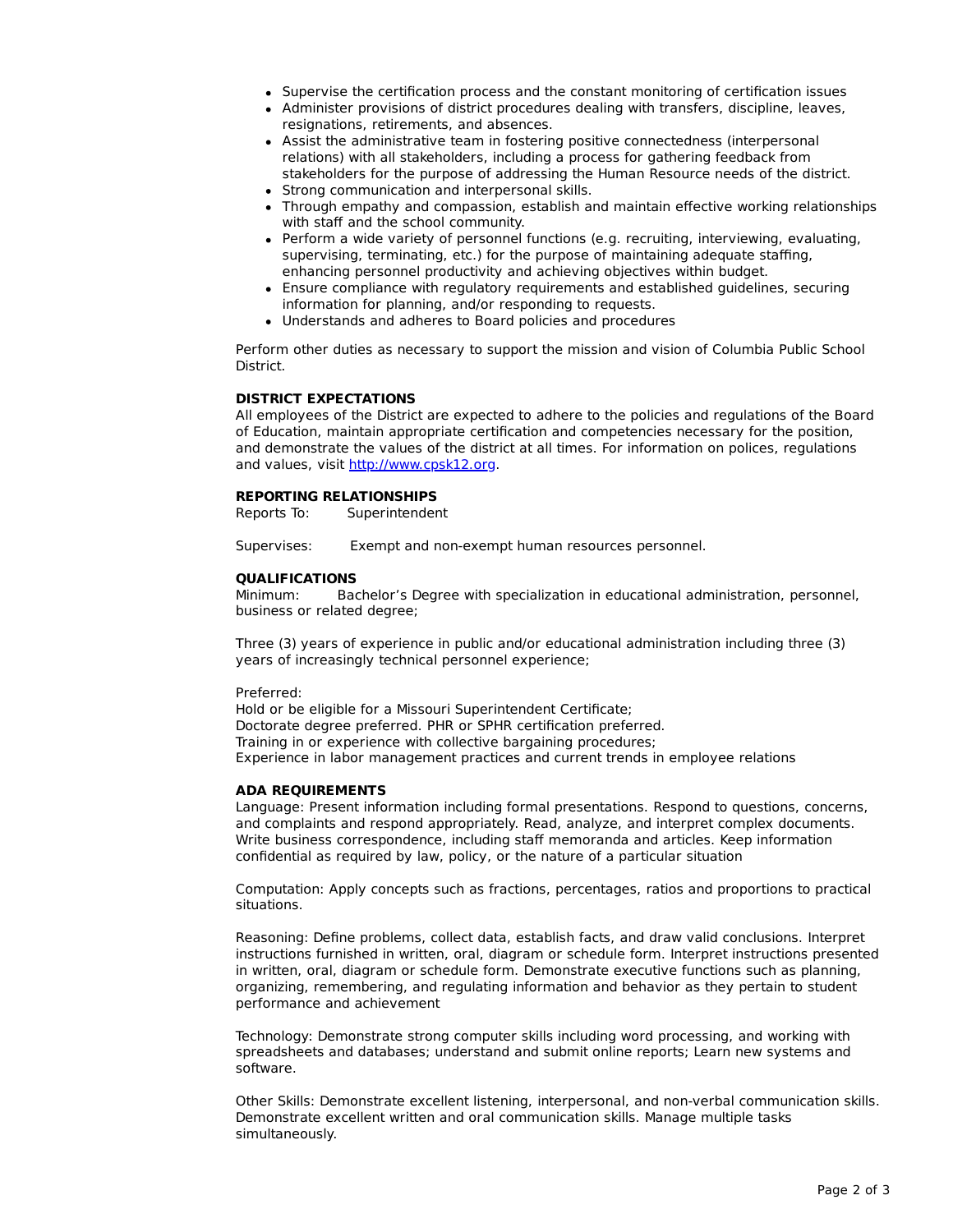- Supervise the certification process and the constant monitoring of certification issues
- Administer provisions of district procedures dealing with transfers, discipline, leaves, resignations, retirements, and absences.
- Assist the administrative team in fostering positive connectedness (interpersonal relations) with all stakeholders, including a process for gathering feedback from stakeholders for the purpose of addressing the Human Resource needs of the district.
- Strong communication and interpersonal skills.
- Through empathy and compassion, establish and maintain effective working relationships with staff and the school community.
- Perform a wide variety of personnel functions (e.g. recruiting, interviewing, evaluating, supervising, terminating, etc.) for the purpose of maintaining adequate staffing, enhancing personnel productivity and achieving objectives within budget.
- Ensure compliance with regulatory requirements and established guidelines, securing information for planning, and/or responding to requests.
- Understands and adheres to Board policies and procedures

Perform other duties as necessary to support the mission and vision of Columbia Public School District.

**DISTRICT EXPECTATIONS**

All employees of the District are expected to adhere to the policies and regulations of the Board of Education, maintain appropriate certification and competencies necessary for the position, and demonstrate the values of the district at all times. For information on polices, regulations and values, visit [http://www.cpsk12.org](http://www.cpsk12.org).

**REPORTING RELATIONSHIPS**

Reports To: Superintendent

Supervises: Exempt and non-exempt human resources personnel.

**QUALIFICATIONS**

Minimum: Bachelor's Degree with specialization in educational administration, personnel, business or related degree;

Three (3) years of experience in public and/or educational administration including three (3) years of increasingly technical personnel experience;

Preferred:
Hold or be eligible for a Missouri Superintendent Certificate;
Doctorate degree preferred. PHR or SPHR certification preferred.
Training in or experience with collective bargaining procedures;
Experience in labor management practices and current trends in employee relations

**ADA REQUIREMENTS**

Language: Present information including formal presentations. Respond to questions, concerns, and complaints and respond appropriately. Read, analyze, and interpret complex documents. Write business correspondence, including staff memoranda and articles. Keep information confidential as required by law, policy, or the nature of a particular situation

Computation: Apply concepts such as fractions, percentages, ratios and proportions to practical situations.

Reasoning: Define problems, collect data, establish facts, and draw valid conclusions. Interpret instructions furnished in written, oral, diagram or schedule form. Interpret instructions presented in written, oral, diagram or schedule form. Demonstrate executive functions such as planning, organizing, remembering, and regulating information and behavior as they pertain to student performance and achievement

Technology: Demonstrate strong computer skills including word processing, and working with spreadsheets and databases; understand and submit online reports; Learn new systems and software.

Other Skills: Demonstrate excellent listening, interpersonal, and non-verbal communication skills. Demonstrate excellent written and oral communication skills. Manage multiple tasks simultaneously.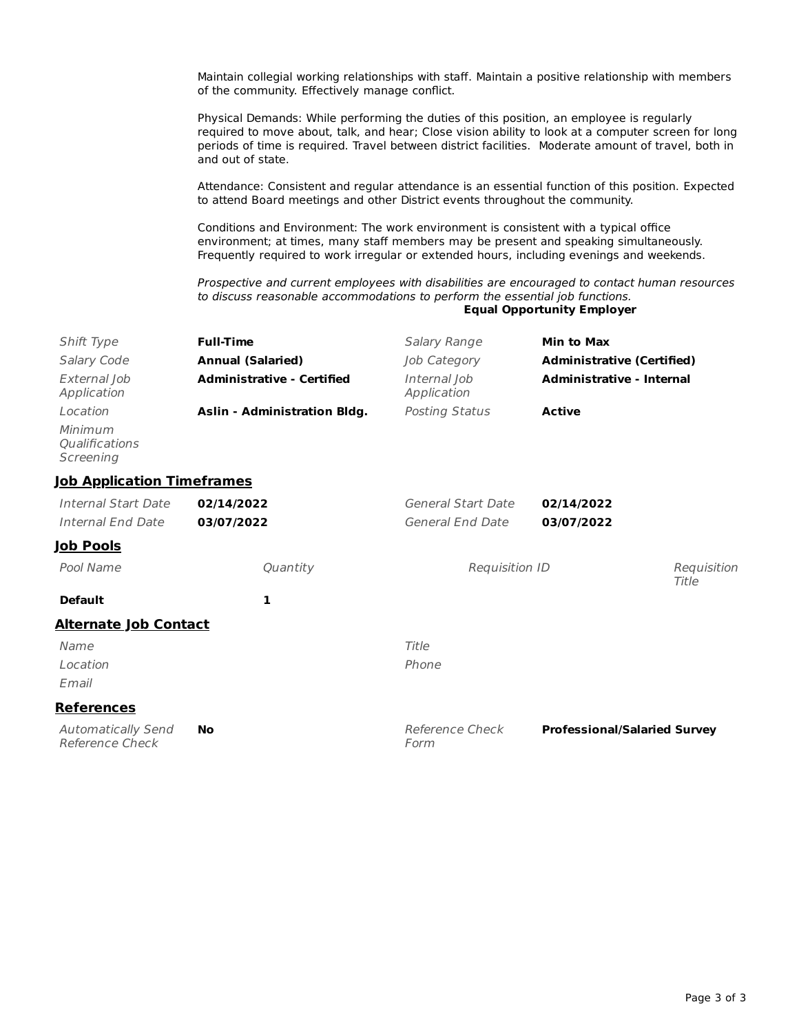Maintain collegial working relationships with staff. Maintain a positive relationship with members of the community. Effectively manage conflict.

Physical Demands: While performing the duties of this position, an employee is regularly required to move about, talk, and hear; Close vision ability to look at a computer screen for long periods of time is required. Travel between district facilities. Moderate amount of travel, both in and out of state.

Attendance: Consistent and regular attendance is an essential function of this position. Expected to attend Board meetings and other District events throughout the community.

Conditions and Environment: The work environment is consistent with a typical office environment; at times, many staff members may be present and speaking simultaneously. Frequently required to work irregular or extended hours, including evenings and weekends.

*Prospective and current employees with disabilities are encouraged to contact human resources to discuss reasonable accommodations to perform the essential job functions.*

**Equal Opportunity Employer**

| | | | |
|---|---|---|---|
| *Shift Type* | **Full-Time** | *Salary Range* | **Min to Max** |
| *Salary Code* | **Annual (Salaried)** | *Job Category* | **Administrative (Certified)** |
| *External Job Application* | **Administrative - Certified** | *Internal Job Application* | **Administrative - Internal** |
| *Location* | **Aslin - Administration Bldg.** | *Posting Status* | **Active** |
| *Minimum Qualifications Screening* | | | |

## Job Application Timeframes

| | | | |
|---|---|---|---|
| *Internal Start Date* | **02/14/2022** | *General Start Date* | **02/14/2022** |
| *Internal End Date* | **03/07/2022** | *General End Date* | **03/07/2022** |

## Job Pools

| *Pool Name* | *Quantity* | *Requisition ID* | *Requisition Title* |
|---|---|---|---|
| **Default** | **1** | | |

## Alternate Job Contact

| | | | |
|---|---|---|---|
| *Name* | | *Title* | |
| *Location* | | *Phone* | |
| *Email* | | | |

## References

| | | | |
|---|---|---|---|
| *Automatically Send Reference Check* | **No** | *Reference Check Form* | **Professional/Salaried Survey** |